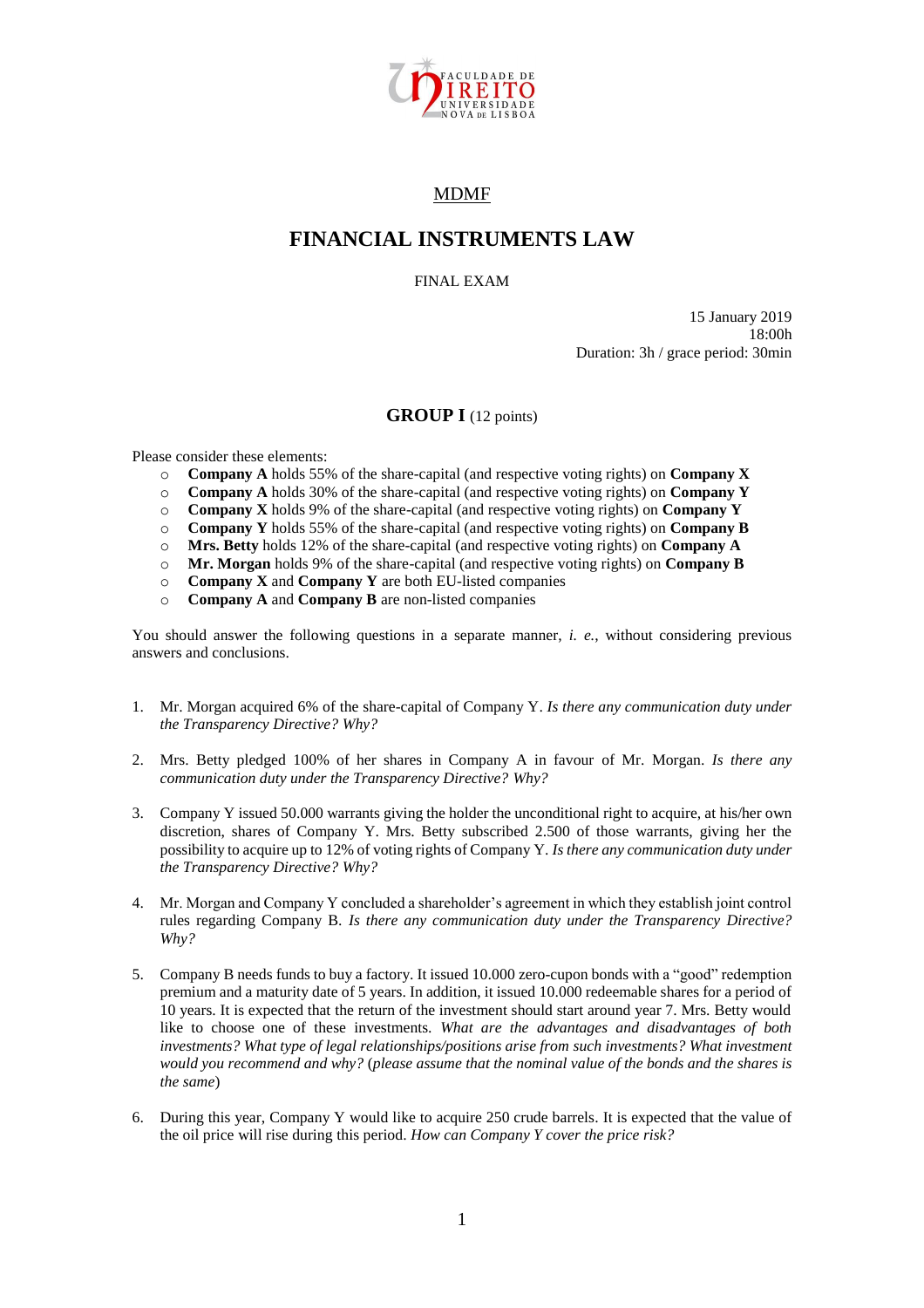MDMF

# FINANCIAL INSTRUMENTS LAW

FINAL EXAM

15 January 2019
18:00h
Duration: 3h / grace period: 30min

## GROUP I (12 points)

Please consider these elements:

- **Company A** holds 55% of the share-capital (and respective voting rights) on **Company X**
- **Company A** holds 30% of the share-capital (and respective voting rights) on **Company Y**
- **Company X** holds 9% of the share-capital (and respective voting rights) on **Company Y**
- **Company Y** holds 55% of the share-capital (and respective voting rights) on **Company B**
- **Mrs. Betty** holds 12% of the share-capital (and respective voting rights) on **Company A**
- **Mr. Morgan** holds 9% of the share-capital (and respective voting rights) on **Company B**
- **Company X** and **Company Y** are both EU-listed companies
- **Company A** and **Company B** are non-listed companies

You should answer the following questions in a separate manner, *i. e.*, without considering previous answers and conclusions.

1. Mr. Morgan acquired 6% of the share-capital of Company Y. *Is there any communication duty under the Transparency Directive? Why?*

2. Mrs. Betty pledged 100% of her shares in Company A in favour of Mr. Morgan. *Is there any communication duty under the Transparency Directive? Why?*

3. Company Y issued 50.000 warrants giving the holder the unconditional right to acquire, at his/her own discretion, shares of Company Y. Mrs. Betty subscribed 2.500 of those warrants, giving her the possibility to acquire up to 12% of voting rights of Company Y. *Is there any communication duty under the Transparency Directive? Why?*

4. Mr. Morgan and Company Y concluded a shareholder's agreement in which they establish joint control rules regarding Company B. *Is there any communication duty under the Transparency Directive? Why?*

5. Company B needs funds to buy a factory. It issued 10.000 zero-cupon bonds with a "good" redemption premium and a maturity date of 5 years. In addition, it issued 10.000 redeemable shares for a period of 10 years. It is expected that the return of the investment should start around year 7. Mrs. Betty would like to choose one of these investments. *What are the advantages and disadvantages of both investments? What type of legal relationships/positions arise from such investments? What investment would you recommend and why?* (*please assume that the nominal value of the bonds and the shares is the same*)

6. During this year, Company Y would like to acquire 250 crude barrels. It is expected that the value of the oil price will rise during this period. *How can Company Y cover the price risk?*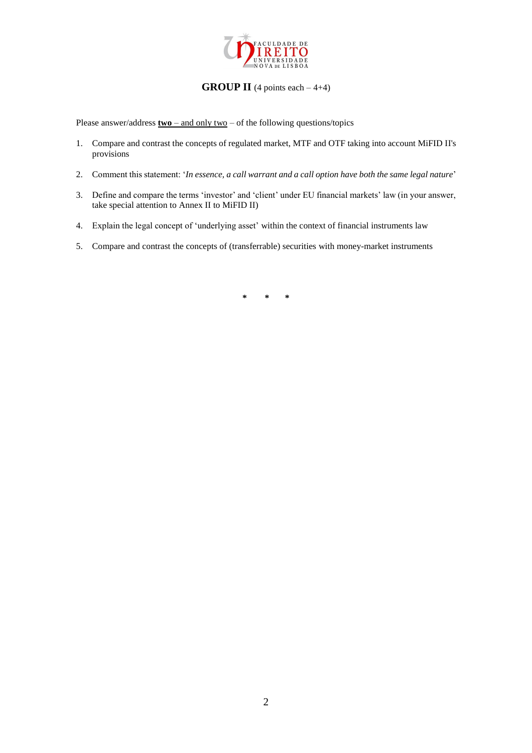## GROUP II (4 points each – 4+4)

Please answer/address **two** – and only two – of the following questions/topics

1. Compare and contrast the concepts of regulated market, MTF and OTF taking into account MiFID II's provisions
2. Comment this statement: '*In essence, a call warrant and a call option have both the same legal nature*'
3. Define and compare the terms 'investor' and 'client' under EU financial markets' law (in your answer, take special attention to Annex II to MiFID II)
4. Explain the legal concept of 'underlying asset' within the context of financial instruments law
5. Compare and contrast the concepts of (transferrable) securities with money-market instruments

\* \* \*